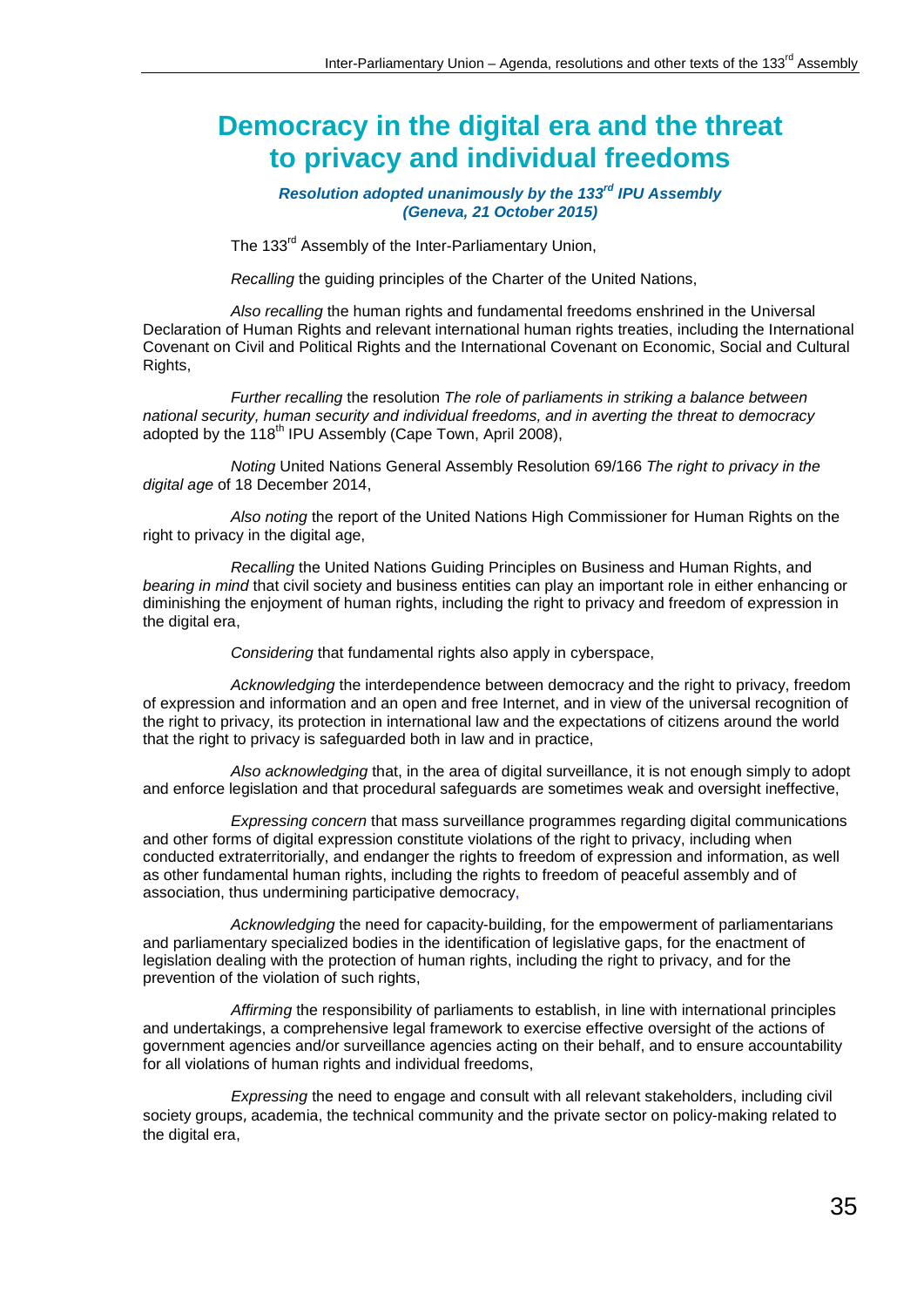# Democracy in the digital era and the threat to privacy and individual freedoms

***Resolution adopted unanimously by the 133rd IPU Assembly (Geneva, 21 October 2015)***

The 133rd Assembly of the Inter-Parliamentary Union,

*Recalling* the guiding principles of the Charter of the United Nations,

*Also recalling* the human rights and fundamental freedoms enshrined in the Universal Declaration of Human Rights and relevant international human rights treaties, including the International Covenant on Civil and Political Rights and the International Covenant on Economic, Social and Cultural Rights,

*Further recalling* the resolution *The role of parliaments in striking a balance between national security, human security and individual freedoms, and in averting the threat to democracy* adopted by the 118th IPU Assembly (Cape Town, April 2008),

*Noting* United Nations General Assembly Resolution 69/166 *The right to privacy in the digital age* of 18 December 2014,

*Also noting* the report of the United Nations High Commissioner for Human Rights on the right to privacy in the digital age,

*Recalling* the United Nations Guiding Principles on Business and Human Rights, and *bearing in mind* that civil society and business entities can play an important role in either enhancing or diminishing the enjoyment of human rights, including the right to privacy and freedom of expression in the digital era,

*Considering* that fundamental rights also apply in cyberspace,

*Acknowledging* the interdependence between democracy and the right to privacy, freedom of expression and information and an open and free Internet, and in view of the universal recognition of the right to privacy, its protection in international law and the expectations of citizens around the world that the right to privacy is safeguarded both in law and in practice,

*Also acknowledging* that, in the area of digital surveillance, it is not enough simply to adopt and enforce legislation and that procedural safeguards are sometimes weak and oversight ineffective,

*Expressing concern* that mass surveillance programmes regarding digital communications and other forms of digital expression constitute violations of the right to privacy, including when conducted extraterritorially, and endanger the rights to freedom of expression and information, as well as other fundamental human rights, including the rights to freedom of peaceful assembly and of association, thus undermining participative democracy,

*Acknowledging* the need for capacity-building, for the empowerment of parliamentarians and parliamentary specialized bodies in the identification of legislative gaps, for the enactment of legislation dealing with the protection of human rights, including the right to privacy, and for the prevention of the violation of such rights,

*Affirming* the responsibility of parliaments to establish, in line with international principles and undertakings, a comprehensive legal framework to exercise effective oversight of the actions of government agencies and/or surveillance agencies acting on their behalf, and to ensure accountability for all violations of human rights and individual freedoms,

*Expressing* the need to engage and consult with all relevant stakeholders, including civil society groups, academia, the technical community and the private sector on policy-making related to the digital era,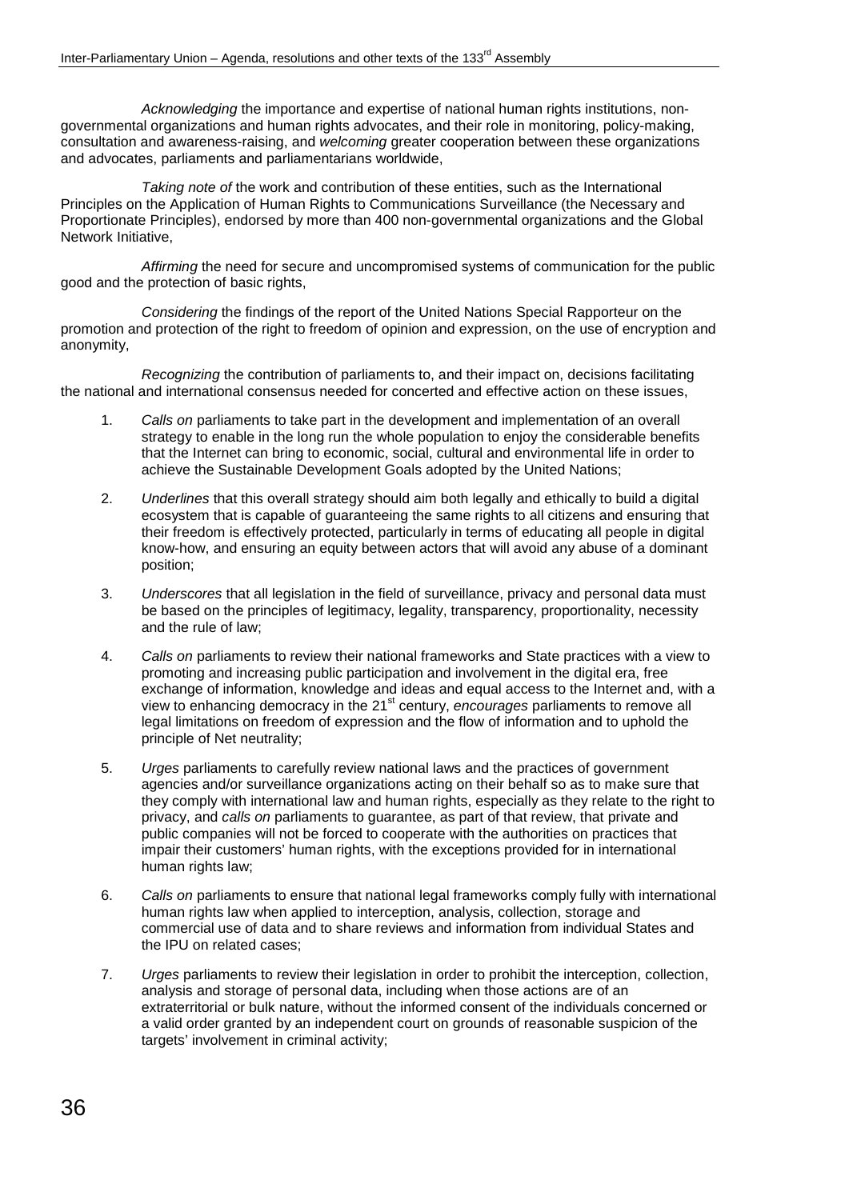*Acknowledging* the importance and expertise of national human rights institutions, non-governmental organizations and human rights advocates, and their role in monitoring, policy-making, consultation and awareness-raising, and *welcoming* greater cooperation between these organizations and advocates, parliaments and parliamentarians worldwide,

*Taking note of* the work and contribution of these entities, such as the International Principles on the Application of Human Rights to Communications Surveillance (the Necessary and Proportionate Principles), endorsed by more than 400 non-governmental organizations and the Global Network Initiative,

*Affirming* the need for secure and uncompromised systems of communication for the public good and the protection of basic rights,

*Considering* the findings of the report of the United Nations Special Rapporteur on the promotion and protection of the right to freedom of opinion and expression, on the use of encryption and anonymity,

*Recognizing* the contribution of parliaments to, and their impact on, decisions facilitating the national and international consensus needed for concerted and effective action on these issues,

1. *Calls on* parliaments to take part in the development and implementation of an overall strategy to enable in the long run the whole population to enjoy the considerable benefits that the Internet can bring to economic, social, cultural and environmental life in order to achieve the Sustainable Development Goals adopted by the United Nations;

2. *Underlines* that this overall strategy should aim both legally and ethically to build a digital ecosystem that is capable of guaranteeing the same rights to all citizens and ensuring that their freedom is effectively protected, particularly in terms of educating all people in digital know-how, and ensuring an equity between actors that will avoid any abuse of a dominant position;

3. *Underscores* that all legislation in the field of surveillance, privacy and personal data must be based on the principles of legitimacy, legality, transparency, proportionality, necessity and the rule of law;

4. *Calls on* parliaments to review their national frameworks and State practices with a view to promoting and increasing public participation and involvement in the digital era, free exchange of information, knowledge and ideas and equal access to the Internet and, with a view to enhancing democracy in the 21st century, *encourages* parliaments to remove all legal limitations on freedom of expression and the flow of information and to uphold the principle of Net neutrality;

5. *Urges* parliaments to carefully review national laws and the practices of government agencies and/or surveillance organizations acting on their behalf so as to make sure that they comply with international law and human rights, especially as they relate to the right to privacy, and *calls on* parliaments to guarantee, as part of that review, that private and public companies will not be forced to cooperate with the authorities on practices that impair their customers' human rights, with the exceptions provided for in international human rights law;

6. *Calls on* parliaments to ensure that national legal frameworks comply fully with international human rights law when applied to interception, analysis, collection, storage and commercial use of data and to share reviews and information from individual States and the IPU on related cases;

7. *Urges* parliaments to review their legislation in order to prohibit the interception, collection, analysis and storage of personal data, including when those actions are of an extraterritorial or bulk nature, without the informed consent of the individuals concerned or a valid order granted by an independent court on grounds of reasonable suspicion of the targets' involvement in criminal activity;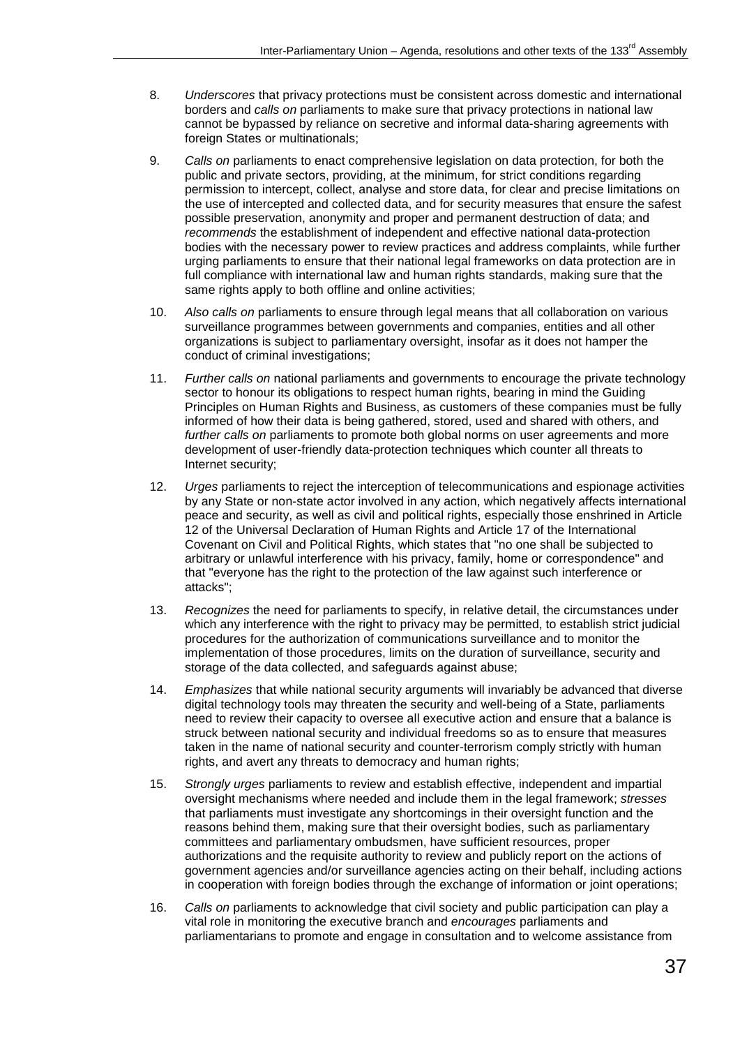8. *Underscores* that privacy protections must be consistent across domestic and international borders and *calls on* parliaments to make sure that privacy protections in national law cannot be bypassed by reliance on secretive and informal data-sharing agreements with foreign States or multinationals;

9. *Calls on* parliaments to enact comprehensive legislation on data protection, for both the public and private sectors, providing, at the minimum, for strict conditions regarding permission to intercept, collect, analyse and store data, for clear and precise limitations on the use of intercepted and collected data, and for security measures that ensure the safest possible preservation, anonymity and proper and permanent destruction of data; and *recommends* the establishment of independent and effective national data-protection bodies with the necessary power to review practices and address complaints, while further urging parliaments to ensure that their national legal frameworks on data protection are in full compliance with international law and human rights standards, making sure that the same rights apply to both offline and online activities;

10. *Also calls on* parliaments to ensure through legal means that all collaboration on various surveillance programmes between governments and companies, entities and all other organizations is subject to parliamentary oversight, insofar as it does not hamper the conduct of criminal investigations;

11. *Further calls on* national parliaments and governments to encourage the private technology sector to honour its obligations to respect human rights, bearing in mind the Guiding Principles on Human Rights and Business, as customers of these companies must be fully informed of how their data is being gathered, stored, used and shared with others, and *further calls on* parliaments to promote both global norms on user agreements and more development of user-friendly data-protection techniques which counter all threats to Internet security;

12. *Urges* parliaments to reject the interception of telecommunications and espionage activities by any State or non-state actor involved in any action, which negatively affects international peace and security, as well as civil and political rights, especially those enshrined in Article 12 of the Universal Declaration of Human Rights and Article 17 of the International Covenant on Civil and Political Rights, which states that "no one shall be subjected to arbitrary or unlawful interference with his privacy, family, home or correspondence" and that "everyone has the right to the protection of the law against such interference or attacks";

13. *Recognizes* the need for parliaments to specify, in relative detail, the circumstances under which any interference with the right to privacy may be permitted, to establish strict judicial procedures for the authorization of communications surveillance and to monitor the implementation of those procedures, limits on the duration of surveillance, security and storage of the data collected, and safeguards against abuse;

14. *Emphasizes* that while national security arguments will invariably be advanced that diverse digital technology tools may threaten the security and well-being of a State, parliaments need to review their capacity to oversee all executive action and ensure that a balance is struck between national security and individual freedoms so as to ensure that measures taken in the name of national security and counter-terrorism comply strictly with human rights, and avert any threats to democracy and human rights;

15. *Strongly urges* parliaments to review and establish effective, independent and impartial oversight mechanisms where needed and include them in the legal framework; *stresses* that parliaments must investigate any shortcomings in their oversight function and the reasons behind them, making sure that their oversight bodies, such as parliamentary committees and parliamentary ombudsmen, have sufficient resources, proper authorizations and the requisite authority to review and publicly report on the actions of government agencies and/or surveillance agencies acting on their behalf, including actions in cooperation with foreign bodies through the exchange of information or joint operations;

16. *Calls on* parliaments to acknowledge that civil society and public participation can play a vital role in monitoring the executive branch and *encourages* parliaments and parliamentarians to promote and engage in consultation and to welcome assistance from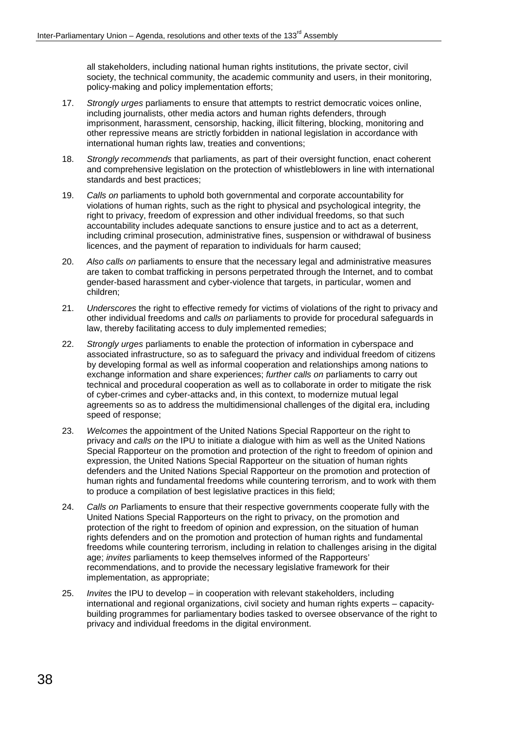all stakeholders, including national human rights institutions, the private sector, civil society, the technical community, the academic community and users, in their monitoring, policy-making and policy implementation efforts;

17. *Strongly urges* parliaments to ensure that attempts to restrict democratic voices online, including journalists, other media actors and human rights defenders, through imprisonment, harassment, censorship, hacking, illicit filtering, blocking, monitoring and other repressive means are strictly forbidden in national legislation in accordance with international human rights law, treaties and conventions;

18. *Strongly recommends* that parliaments, as part of their oversight function, enact coherent and comprehensive legislation on the protection of whistleblowers in line with international standards and best practices;

19. *Calls on* parliaments to uphold both governmental and corporate accountability for violations of human rights, such as the right to physical and psychological integrity, the right to privacy, freedom of expression and other individual freedoms, so that such accountability includes adequate sanctions to ensure justice and to act as a deterrent, including criminal prosecution, administrative fines, suspension or withdrawal of business licences, and the payment of reparation to individuals for harm caused;

20. *Also calls on* parliaments to ensure that the necessary legal and administrative measures are taken to combat trafficking in persons perpetrated through the Internet, and to combat gender-based harassment and cyber-violence that targets, in particular, women and children;

21. *Underscores* the right to effective remedy for victims of violations of the right to privacy and other individual freedoms and *calls on* parliaments to provide for procedural safeguards in law, thereby facilitating access to duly implemented remedies;

22. *Strongly urges* parliaments to enable the protection of information in cyberspace and associated infrastructure, so as to safeguard the privacy and individual freedom of citizens by developing formal as well as informal cooperation and relationships among nations to exchange information and share experiences; *further calls on* parliaments to carry out technical and procedural cooperation as well as to collaborate in order to mitigate the risk of cyber-crimes and cyber-attacks and, in this context, to modernize mutual legal agreements so as to address the multidimensional challenges of the digital era, including speed of response;

23. *Welcomes* the appointment of the United Nations Special Rapporteur on the right to privacy and *calls on* the IPU to initiate a dialogue with him as well as the United Nations Special Rapporteur on the promotion and protection of the right to freedom of opinion and expression, the United Nations Special Rapporteur on the situation of human rights defenders and the United Nations Special Rapporteur on the promotion and protection of human rights and fundamental freedoms while countering terrorism, and to work with them to produce a compilation of best legislative practices in this field;

24. *Calls on* Parliaments to ensure that their respective governments cooperate fully with the United Nations Special Rapporteurs on the right to privacy, on the promotion and protection of the right to freedom of opinion and expression, on the situation of human rights defenders and on the promotion and protection of human rights and fundamental freedoms while countering terrorism, including in relation to challenges arising in the digital age; *invites* parliaments to keep themselves informed of the Rapporteurs' recommendations, and to provide the necessary legislative framework for their implementation, as appropriate;

25. *Invites* the IPU to develop – in cooperation with relevant stakeholders, including international and regional organizations, civil society and human rights experts – capacity-building programmes for parliamentary bodies tasked to oversee observance of the right to privacy and individual freedoms in the digital environment.